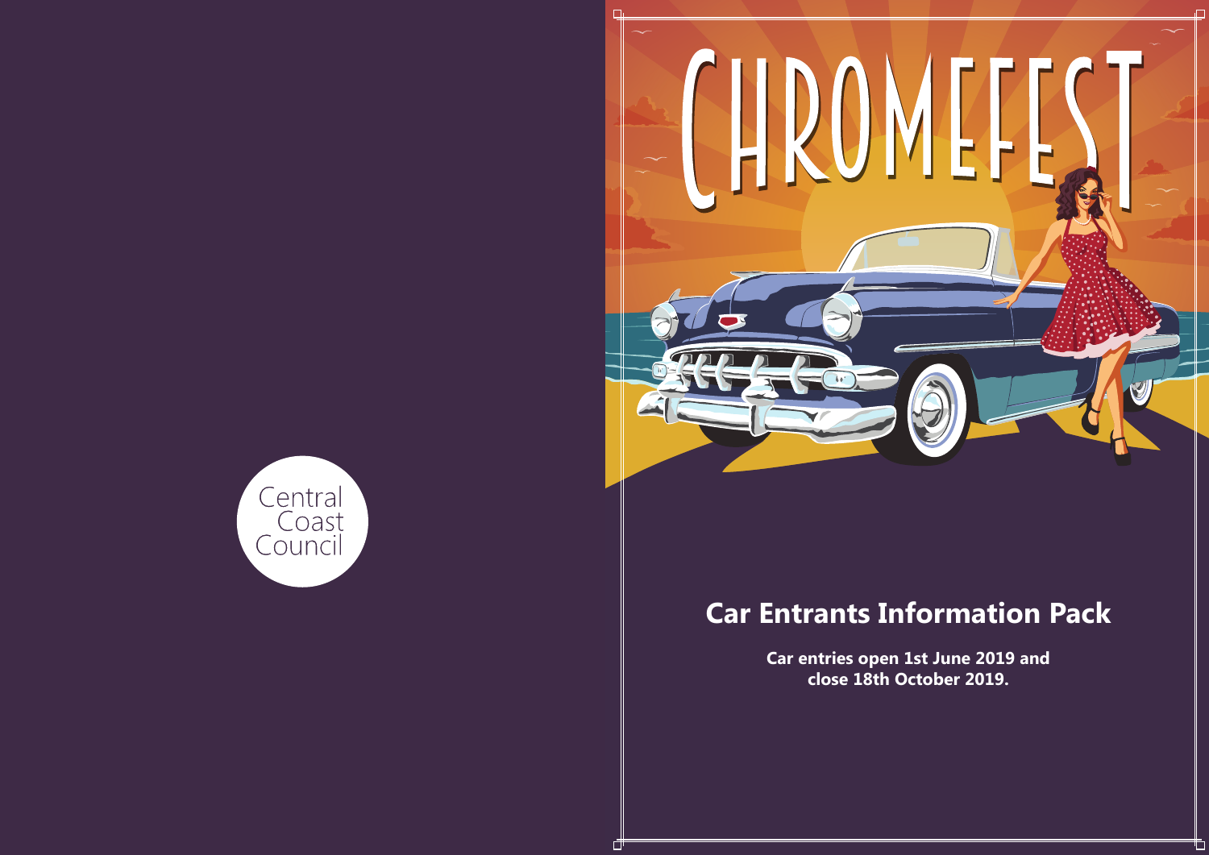Central Coast Council

# CHROMEFEST

## Car Entrants Information Pack

**Car entries open 1st June 2019 and close 18th October 2019.**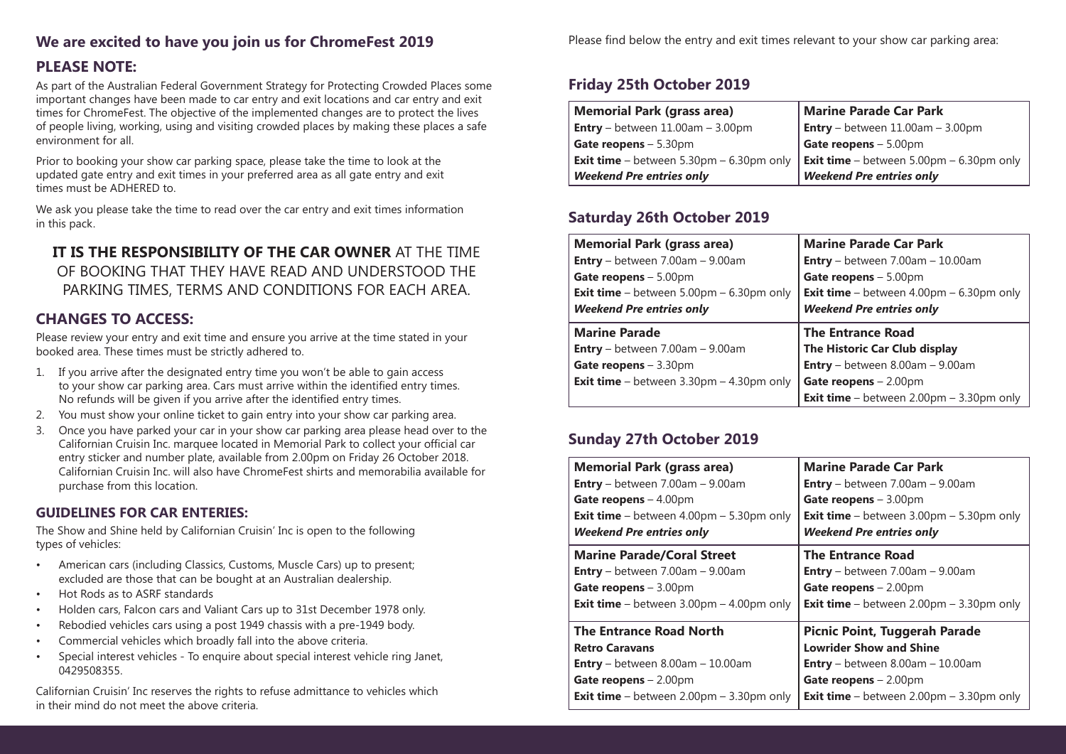## We are excited to have you join us for ChromeFest 2019

## PLEASE NOTE:

As part of the Australian Federal Government Strategy for Protecting Crowded Places some important changes have been made to car entry and exit locations and car entry and exit times for ChromeFest. The objective of the implemented changes are to protect the lives of people living, working, using and visiting crowded places by making these places a safe environment for all.

Prior to booking your show car parking space, please take the time to look at the updated gate entry and exit times in your preferred area as all gate entry and exit times must be ADHERED to.

We ask you please take the time to read over the car entry and exit times information in this pack.

**IT IS THE RESPONSIBILITY OF THE CAR OWNER** AT THE TIME OF BOOKING THAT THEY HAVE READ AND UNDERSTOOD THE PARKING TIMES, TERMS AND CONDITIONS FOR EACH AREA.

## CHANGES TO ACCESS:

Please review your entry and exit time and ensure you arrive at the time stated in your booked area. These times must be strictly adhered to.

1. If you arrive after the designated entry time you won't be able to gain access to your show car parking area. Cars must arrive within the identified entry times. No refunds will be given if you arrive after the identified entry times.
2. You must show your online ticket to gain entry into your show car parking area.
3. Once you have parked your car in your show car parking area please head over to the Californian Cruisin Inc. marquee located in Memorial Park to collect your official car entry sticker and number plate, available from 2.00pm on Friday 26 October 2018. Californian Cruisin Inc. will also have ChromeFest shirts and memorabilia available for purchase from this location.

### GUIDELINES FOR CAR ENTERIES:

The Show and Shine held by Californian Cruisin' Inc is open to the following types of vehicles:

- American cars (including Classics, Customs, Muscle Cars) up to present; excluded are those that can be bought at an Australian dealership.
- Hot Rods as to ASRF standards
- Holden cars, Falcon cars and Valiant Cars up to 31st December 1978 only.
- Rebodied vehicles cars using a post 1949 chassis with a pre-1949 body.
- Commercial vehicles which broadly fall into the above criteria.
- Special interest vehicles - To enquire about special interest vehicle ring Janet, 0429508355.

Californian Cruisin' Inc reserves the rights to refuse admittance to vehicles which in their mind do not meet the above criteria.

Please find below the entry and exit times relevant to your show car parking area:

## Friday 25th October 2019

| **Memorial Park (grass area)** | **Marine Parade Car Park** |
|---|---|
| **Entry** – between 11.00am – 3.00pm | **Entry** – between 11.00am – 3.00pm |
| **Gate reopens** – 5.30pm | **Gate reopens** – 5.00pm |
| **Exit time** – between 5.30pm – 6.30pm only | **Exit time** – between 5.00pm – 6.30pm only |
| ***Weekend Pre entries only*** | ***Weekend Pre entries only*** |

## Saturday 26th October 2019

| **Memorial Park (grass area)** | **Marine Parade Car Park** |
|---|---|
| **Entry** – between 7.00am – 9.00am | **Entry** – between 7.00am – 10.00am |
| **Gate reopens** – 5.00pm | **Gate reopens** – 5.00pm |
| **Exit time** – between 5.00pm – 6.30pm only | **Exit time** – between 4.00pm – 6.30pm only |
| ***Weekend Pre entries only*** | ***Weekend Pre entries only*** |
| **Marine Parade** | **The Entrance Road** |
| **Entry** – between 7.00am – 9.00am | **The Historic Car Club display** |
| **Gate reopens** – 3.30pm | **Entry** – between 8.00am – 9.00am |
| **Exit time** – between 3.30pm – 4.30pm only | **Gate reopens** – 2.00pm |
| | **Exit time** – between 2.00pm – 3.30pm only |

## Sunday 27th October 2019

| **Memorial Park (grass area)** | **Marine Parade Car Park** |
|---|---|
| **Entry** – between 7.00am – 9.00am | **Entry** – between 7.00am – 9.00am |
| **Gate reopens** – 4.00pm | **Gate reopens** – 3.00pm |
| **Exit time** – between 4.00pm – 5.30pm only | **Exit time** – between 3.00pm – 5.30pm only |
| ***Weekend Pre entries only*** | ***Weekend Pre entries only*** |
| **Marine Parade/Coral Street** | **The Entrance Road** |
| **Entry** – between 7.00am – 9.00am | **Entry** – between 7.00am – 9.00am |
| **Gate reopens** – 3.00pm | **Gate reopens** – 2.00pm |
| **Exit time** – between 3.00pm – 4.00pm only | **Exit time** – between 2.00pm – 3.30pm only |
| **The Entrance Road North** | **Picnic Point, Tuggerah Parade** |
| **Retro Caravans** | **Lowrider Show and Shine** |
| **Entry** – between 8.00am – 10.00am | **Entry** – between 8.00am – 10.00am |
| **Gate reopens** – 2.00pm | **Gate reopens** – 2.00pm |
| **Exit time** – between 2.00pm – 3.30pm only | **Exit time** – between 2.00pm – 3.30pm only |